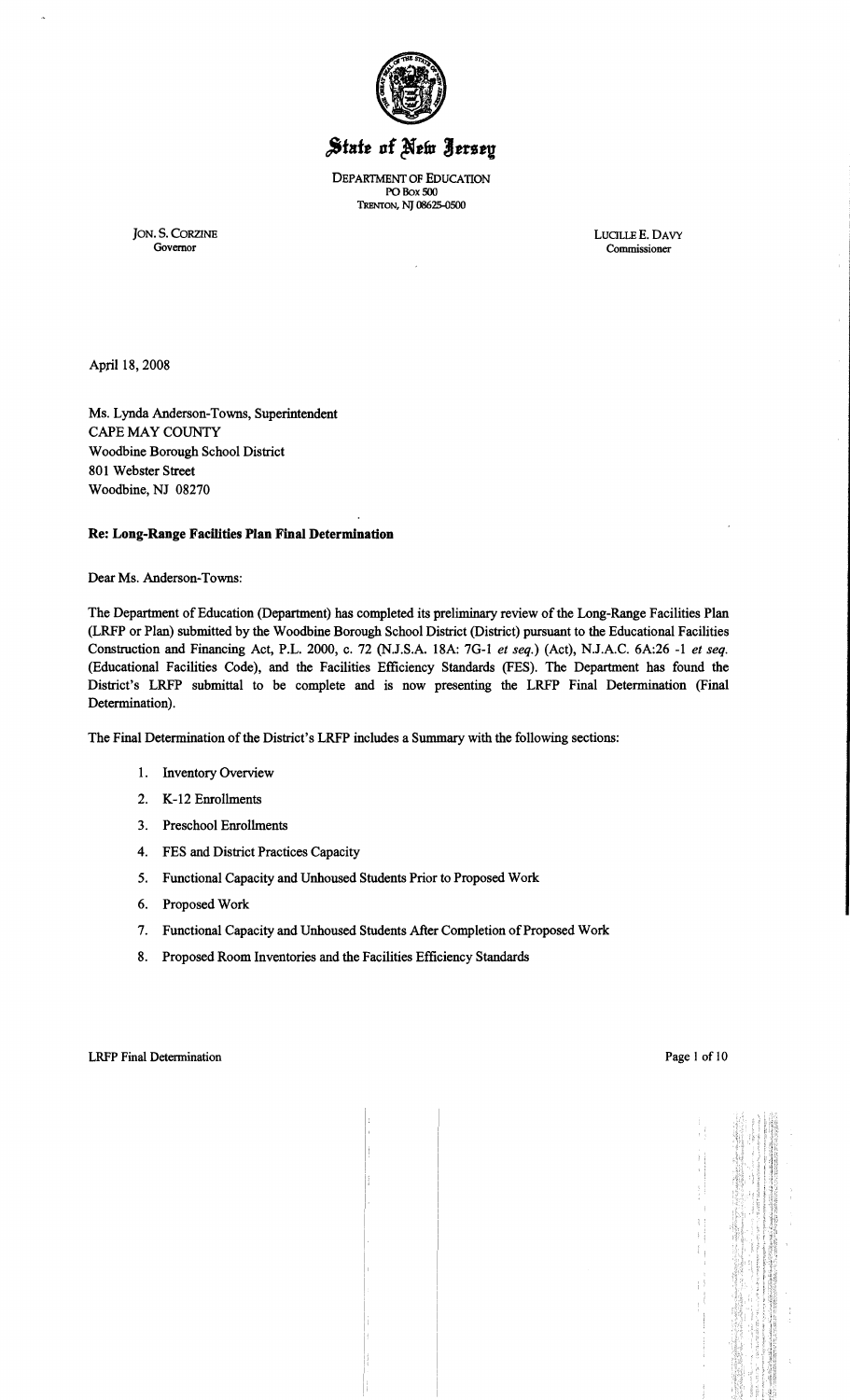# State of New Jersey

DEPARTMENT OF EDUCATION
PO Box 500
TRENTON, NJ 08625-0500

JON. S. CORZINE
Governor

LUCILLE E. DAVY
Commissioner

April 18, 2008

Ms. Lynda Anderson-Towns, Superintendent
CAPE MAY COUNTY
Woodbine Borough School District
801 Webster Street
Woodbine, NJ 08270

**Re: Long-Range Facilities Plan Final Determination**

Dear Ms. Anderson-Towns:

The Department of Education (Department) has completed its preliminary review of the Long-Range Facilities Plan (LRFP or Plan) submitted by the Woodbine Borough School District (District) pursuant to the Educational Facilities Construction and Financing Act, P.L. 2000, c. 72 (N.J.S.A. 18A: 7G-1 *et seq.*) (Act), N.J.A.C. 6A:26 -1 *et seq.* (Educational Facilities Code), and the Facilities Efficiency Standards (FES). The Department has found the District's LRFP submittal to be complete and is now presenting the LRFP Final Determination (Final Determination).

The Final Determination of the District's LRFP includes a Summary with the following sections:

1. Inventory Overview
2. K-12 Enrollments
3. Preschool Enrollments
4. FES and District Practices Capacity
5. Functional Capacity and Unhoused Students Prior to Proposed Work
6. Proposed Work
7. Functional Capacity and Unhoused Students After Completion of Proposed Work
8. Proposed Room Inventories and the Facilities Efficiency Standards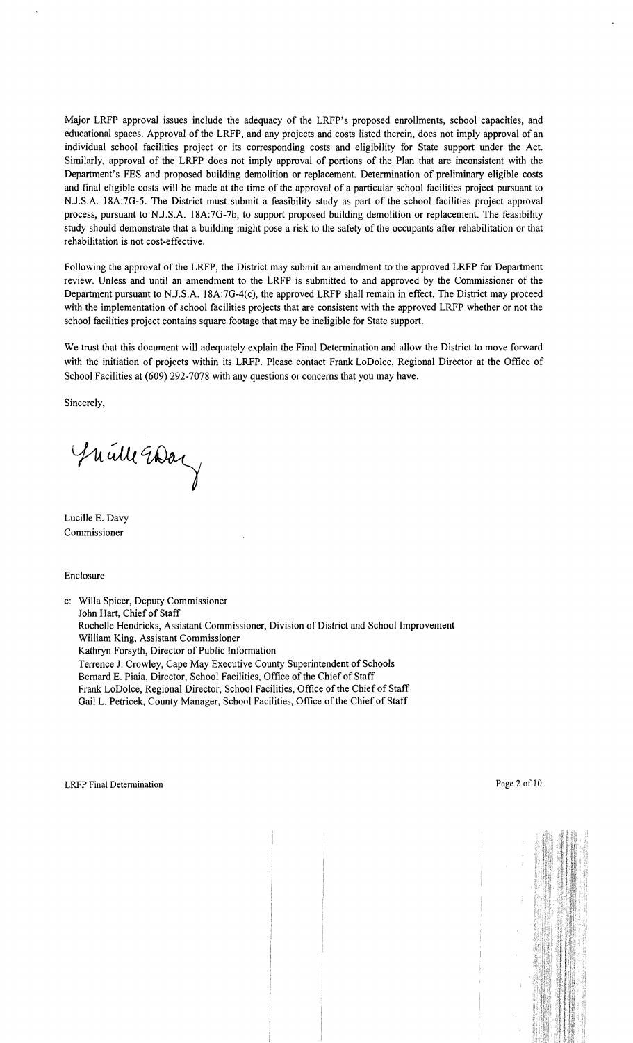Major LRFP approval issues include the adequacy of the LRFP's proposed enrollments, school capacities, and educational spaces. Approval of the LRFP, and any projects and costs listed therein, does not imply approval of an individual school facilities project or its corresponding costs and eligibility for State support under the Act. Similarly, approval of the LRFP does not imply approval of portions of the Plan that are inconsistent with the Department's FES and proposed building demolition or replacement. Determination of preliminary eligible costs and final eligible costs will be made at the time of the approval of a particular school facilities project pursuant to N.J.S.A. 18A:7G-5. The District must submit a feasibility study as part of the school facilities project approval process, pursuant to N.J.S.A. 18A:7G-7b, to support proposed building demolition or replacement. The feasibility study should demonstrate that a building might pose a risk to the safety of the occupants after rehabilitation or that rehabilitation is not cost-effective.

Following the approval of the LRFP, the District may submit an amendment to the approved LRFP for Department review. Unless and until an amendment to the LRFP is submitted to and approved by the Commissioner of the Department pursuant to N.J.S.A. 18A:7G-4(c), the approved LRFP shall remain in effect. The District may proceed with the implementation of school facilities projects that are consistent with the approved LRFP whether or not the school facilities project contains square footage that may be ineligible for State support.

We trust that this document will adequately explain the Final Determination and allow the District to move forward with the initiation of projects within its LRFP. Please contact Frank LoDolce, Regional Director at the Office of School Facilities at (609) 292-7078 with any questions or concerns that you may have.

Sincerely,

Lucille E. Davy
Commissioner

Enclosure

c: Willa Spicer, Deputy Commissioner
John Hart, Chief of Staff
Rochelle Hendricks, Assistant Commissioner, Division of District and School Improvement
William King, Assistant Commissioner
Kathryn Forsyth, Director of Public Information
Terrence J. Crowley, Cape May Executive County Superintendent of Schools
Bernard E. Piaia, Director, School Facilities, Office of the Chief of Staff
Frank LoDolce, Regional Director, School Facilities, Office of the Chief of Staff
Gail L. Petricek, County Manager, School Facilities, Office of the Chief of Staff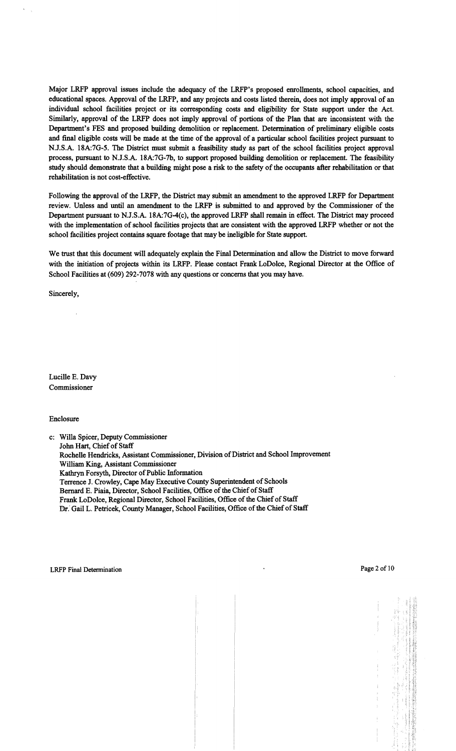Major LRFP approval issues include the adequacy of the LRFP's proposed enrollments, school capacities, and educational spaces. Approval of the LRFP, and any projects and costs listed therein, does not imply approval of an individual school facilities project or its corresponding costs and eligibility for State support under the Act. Similarly, approval of the LRFP does not imply approval of portions of the Plan that are inconsistent with the Department's FES and proposed building demolition or replacement. Determination of preliminary eligible costs and final eligible costs will be made at the time of the approval of a particular school facilities project pursuant to N.J.S.A. 18A:7G-5. The District must submit a feasibility study as part of the school facilities project approval process, pursuant to N.J.S.A. 18A:7G-7b, to support proposed building demolition or replacement. The feasibility study should demonstrate that a building might pose a risk to the safety of the occupants after rehabilitation or that rehabilitation is not cost-effective.

Following the approval of the LRFP, the District may submit an amendment to the approved LRFP for Department review. Unless and until an amendment to the LRFP is submitted to and approved by the Commissioner of the Department pursuant to N.J.S.A. 18A:7G-4(c), the approved LRFP shall remain in effect. The District may proceed with the implementation of school facilities projects that are consistent with the approved LRFP whether or not the school facilities project contains square footage that may be ineligible for State support.

We trust that this document will adequately explain the Final Determination and allow the District to move forward with the initiation of projects within its LRFP. Please contact Frank LoDolce, Regional Director at the Office of School Facilities at (609) 292-7078 with any questions or concerns that you may have.

Sincerely,

Lucille E. Davy
Commissioner

Enclosure

c: Willa Spicer, Deputy Commissioner
John Hart, Chief of Staff
Rochelle Hendricks, Assistant Commissioner, Division of District and School Improvement
William King, Assistant Commissioner
Kathryn Forsyth, Director of Public Information
Terrence J. Crowley, Cape May Executive County Superintendent of Schools
Bernard E. Piaia, Director, School Facilities, Office of the Chief of Staff
Frank LoDolce, Regional Director, School Facilities, Office of the Chief of Staff
Dr. Gail L. Petricek, County Manager, School Facilities, Office of the Chief of Staff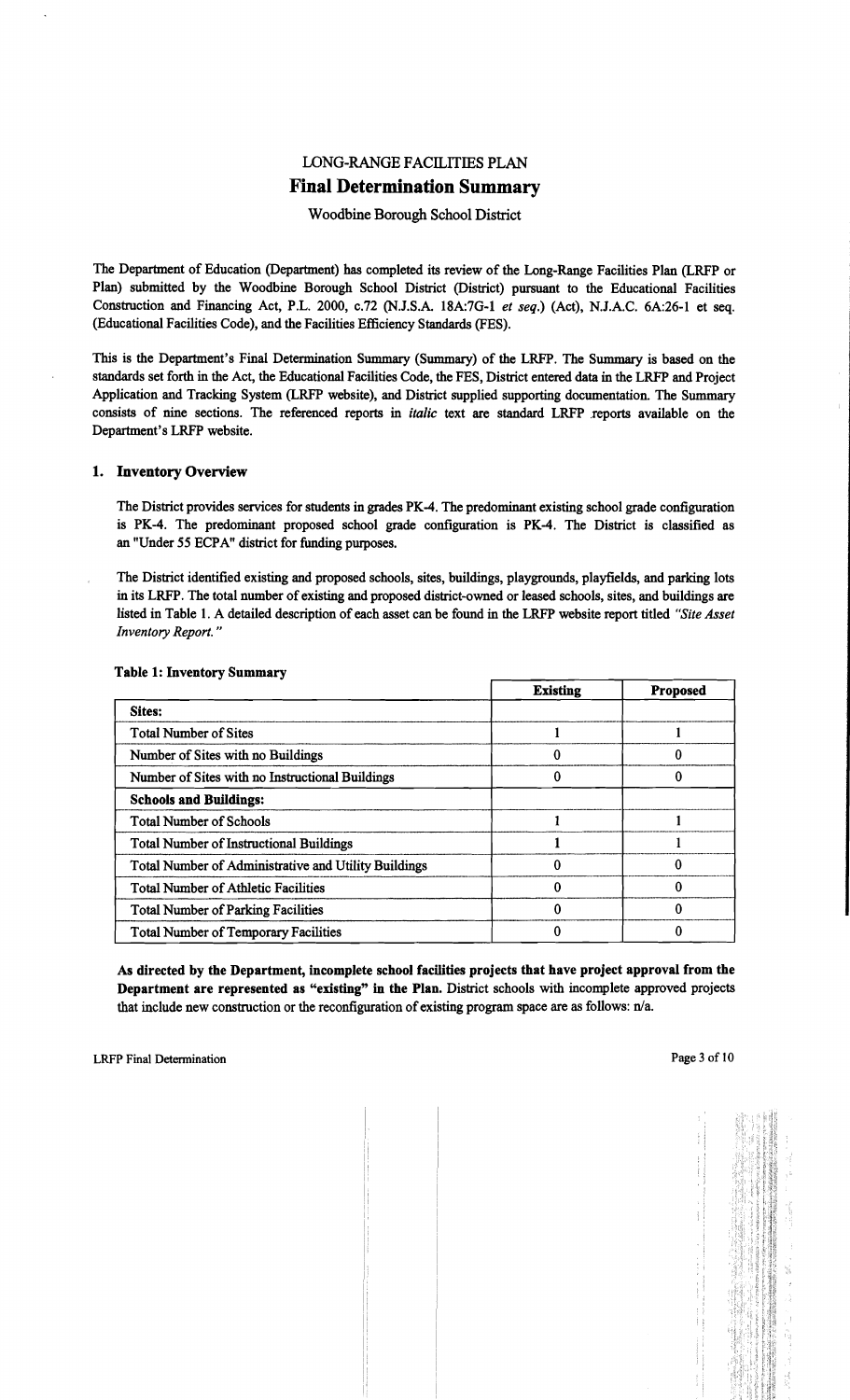# LONG-RANGE FACILITIES PLAN

## Final Determination Summary

Woodbine Borough School District

The Department of Education (Department) has completed its review of the Long-Range Facilities Plan (LRFP or Plan) submitted by the Woodbine Borough School District (District) pursuant to the Educational Facilities Construction and Financing Act, P.L. 2000, c.72 (N.J.S.A. 18A:7G-1 *et seq.*) (Act), N.J.A.C. 6A:26-1 et seq. (Educational Facilities Code), and the Facilities Efficiency Standards (FES).

This is the Department's Final Determination Summary (Summary) of the LRFP. The Summary is based on the standards set forth in the Act, the Educational Facilities Code, the FES, District entered data in the LRFP and Project Application and Tracking System (LRFP website), and District supplied supporting documentation. The Summary consists of nine sections. The referenced reports in *italic* text are standard LRFP reports available on the Department's LRFP website.

### 1. Inventory Overview

The District provides services for students in grades PK-4. The predominant existing school grade configuration is PK-4. The predominant proposed school grade configuration is PK-4. The District is classified as an "Under 55 ECPA" district for funding purposes.

The District identified existing and proposed schools, sites, buildings, playgrounds, playfields, and parking lots in its LRFP. The total number of existing and proposed district-owned or leased schools, sites, and buildings are listed in Table 1. A detailed description of each asset can be found in the LRFP website report titled *"Site Asset Inventory Report."*

**Table 1: Inventory Summary**

| | Existing | Proposed |
|---|---|---|
| **Sites:** | | |
| Total Number of Sites | 1 | 1 |
| Number of Sites with no Buildings | 0 | 0 |
| Number of Sites with no Instructional Buildings | 0 | 0 |
| **Schools and Buildings:** | | |
| Total Number of Schools | 1 | 1 |
| Total Number of Instructional Buildings | 1 | 1 |
| Total Number of Administrative and Utility Buildings | 0 | 0 |
| Total Number of Athletic Facilities | 0 | 0 |
| Total Number of Parking Facilities | 0 | 0 |
| Total Number of Temporary Facilities | 0 | 0 |

**As directed by the Department, incomplete school facilities projects that have project approval from the Department are represented as "existing" in the Plan.** District schools with incomplete approved projects that include new construction or the reconfiguration of existing program space are as follows: n/a.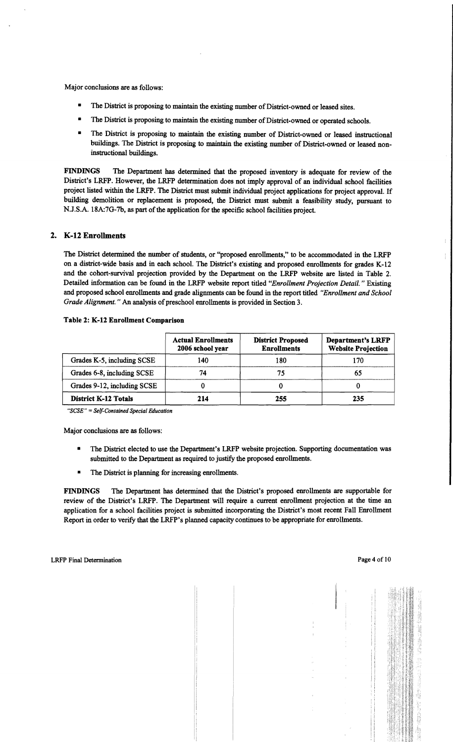Major conclusions are as follows:

- The District is proposing to maintain the existing number of District-owned or leased sites.
- The District is proposing to maintain the existing number of District-owned or operated schools.
- The District is proposing to maintain the existing number of District-owned or leased instructional buildings. The District is proposing to maintain the existing number of District-owned or leased non-instructional buildings.

**FINDINGS** The Department has determined that the proposed inventory is adequate for review of the District's LRFP. However, the LRFP determination does not imply approval of an individual school facilities project listed within the LRFP. The District must submit individual project applications for project approval. If building demolition or replacement is proposed, the District must submit a feasibility study, pursuant to N.J.S.A. 18A:7G-7b, as part of the application for the specific school facilities project.

## 2. K-12 Enrollments

The District determined the number of students, or "proposed enrollments," to be accommodated in the LRFP on a district-wide basis and in each school. The District's existing and proposed enrollments for grades K-12 and the cohort-survival projection provided by the Department on the LRFP website are listed in Table 2. Detailed information can be found in the LRFP website report titled *"Enrollment Projection Detail."* Existing and proposed school enrollments and grade alignments can be found in the report titled *"Enrollment and School Grade Alignment."* An analysis of preschool enrollments is provided in Section 3.

**Table 2: K-12 Enrollment Comparison**

| | Actual Enrollments 2006 school year | District Proposed Enrollments | Department's LRFP Website Projection |
|---|---|---|---|
| Grades K-5, including SCSE | 140 | 180 | 170 |
| Grades 6-8, including SCSE | 74 | 75 | 65 |
| Grades 9-12, including SCSE | 0 | 0 | 0 |
| **District K-12 Totals** | **214** | **255** | **235** |

*"SCSE" = Self-Contained Special Education*

Major conclusions are as follows:

- The District elected to use the Department's LRFP website projection. Supporting documentation was submitted to the Department as required to justify the proposed enrollments.
- The District is planning for increasing enrollments.

**FINDINGS** The Department has determined that the District's proposed enrollments are supportable for review of the District's LRFP. The Department will require a current enrollment projection at the time an application for a school facilities project is submitted incorporating the District's most recent Fall Enrollment Report in order to verify that the LRFP's planned capacity continues to be appropriate for enrollments.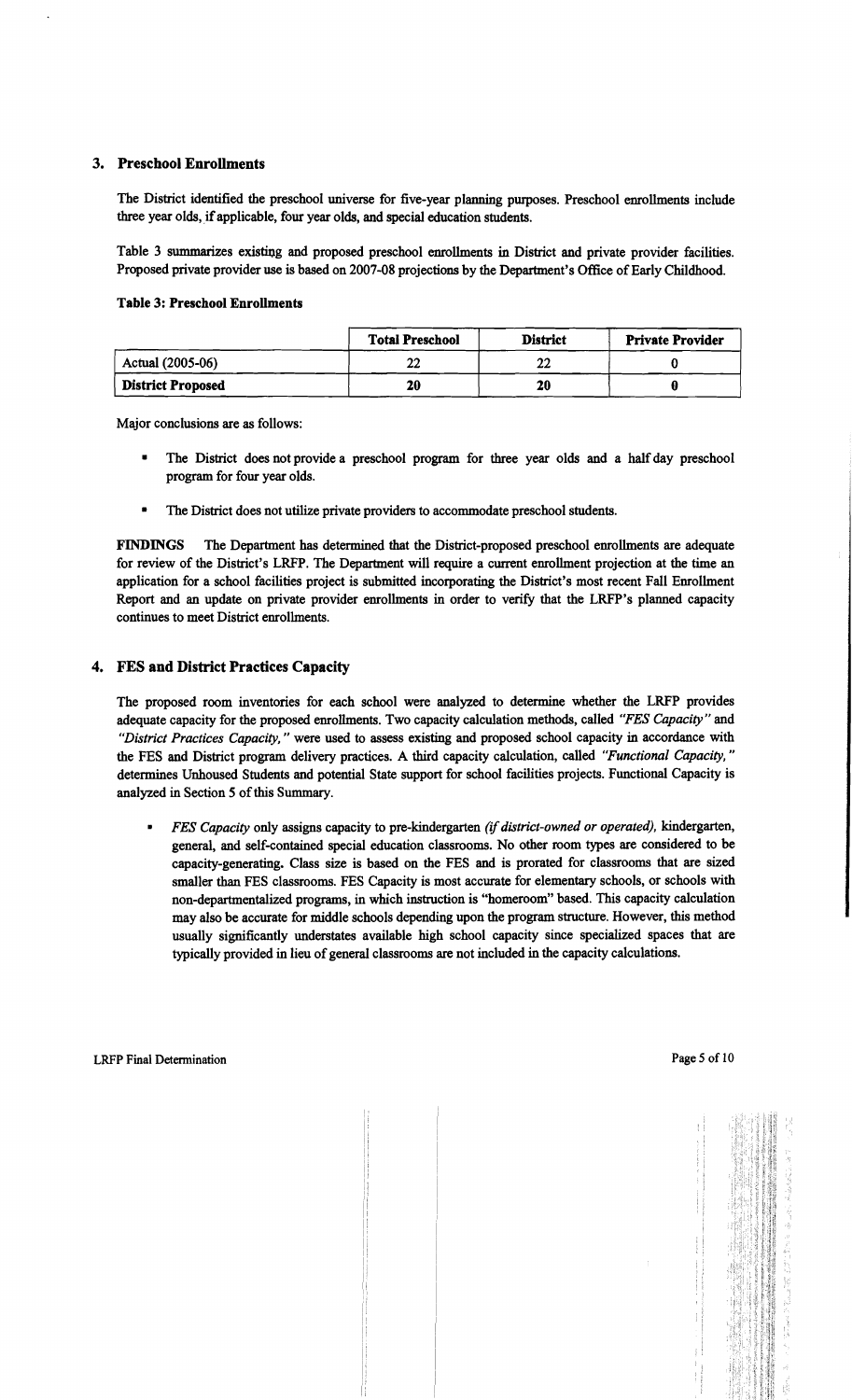## 3. Preschool Enrollments

The District identified the preschool universe for five-year planning purposes. Preschool enrollments include three year olds, if applicable, four year olds, and special education students.

Table 3 summarizes existing and proposed preschool enrollments in District and private provider facilities. Proposed private provider use is based on 2007-08 projections by the Department's Office of Early Childhood.

**Table 3: Preschool Enrollments**

| | **Total Preschool** | **District** | **Private Provider** |
|---|---|---|---|
| Actual (2005-06) | 22 | 22 | 0 |
| **District Proposed** | **20** | **20** | **0** |

Major conclusions are as follows:

- The District does not provide a preschool program for three year olds and a half day preschool program for four year olds.
- The District does not utilize private providers to accommodate preschool students.

**FINDINGS** The Department has determined that the District-proposed preschool enrollments are adequate for review of the District's LRFP. The Department will require a current enrollment projection at the time an application for a school facilities project is submitted incorporating the District's most recent Fall Enrollment Report and an update on private provider enrollments in order to verify that the LRFP's planned capacity continues to meet District enrollments.

## 4. FES and District Practices Capacity

The proposed room inventories for each school were analyzed to determine whether the LRFP provides adequate capacity for the proposed enrollments. Two capacity calculation methods, called *"FES Capacity"* and *"District Practices Capacity,"* were used to assess existing and proposed school capacity in accordance with the FES and District program delivery practices. A third capacity calculation, called *"Functional Capacity,"* determines Unhoused Students and potential State support for school facilities projects. Functional Capacity is analyzed in Section 5 of this Summary.

- *FES Capacity* only assigns capacity to pre-kindergarten *(if district-owned or operated),* kindergarten, general, and self-contained special education classrooms. No other room types are considered to be capacity-generating. Class size is based on the FES and is prorated for classrooms that are sized smaller than FES classrooms. FES Capacity is most accurate for elementary schools, or schools with non-departmentalized programs, in which instruction is "homeroom" based. This capacity calculation may also be accurate for middle schools depending upon the program structure. However, this method usually significantly understates available high school capacity since specialized spaces that are typically provided in lieu of general classrooms are not included in the capacity calculations.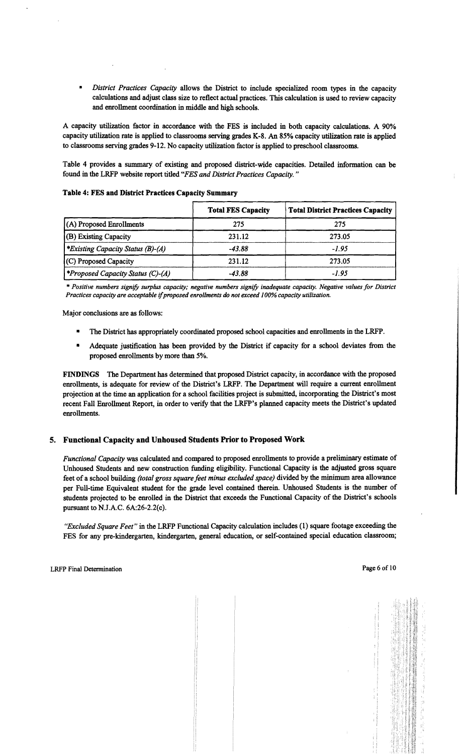- *District Practices Capacity* allows the District to include specialized room types in the capacity calculations and adjust class size to reflect actual practices. This calculation is used to review capacity and enrollment coordination in middle and high schools.

A capacity utilization factor in accordance with the FES is included in both capacity calculations. A 90% capacity utilization rate is applied to classrooms serving grades K-8. An 85% capacity utilization rate is applied to classrooms serving grades 9-12. No capacity utilization factor is applied to preschool classrooms.

Table 4 provides a summary of existing and proposed district-wide capacities. Detailed information can be found in the LRFP website report titled *"FES and District Practices Capacity."*

**Table 4: FES and District Practices Capacity Summary**

| | Total FES Capacity | Total District Practices Capacity |
|---|---|---|
| (A) Proposed Enrollments | 275 | 275 |
| (B) Existing Capacity | 231.12 | 273.05 |
| *\*Existing Capacity Status (B)-(A)* | *-43.88* | *-1.95* |
| (C) Proposed Capacity | 231.12 | 273.05 |
| *\*Proposed Capacity Status (C)-(A)* | *-43.88* | *-1.95* |

*\* Positive numbers signify surplus capacity; negative numbers signify inadequate capacity. Negative values for District Practices capacity are acceptable if proposed enrollments do not exceed 100% capacity utilization.*

Major conclusions are as follows:

- The District has appropriately coordinated proposed school capacities and enrollments in the LRFP.
- Adequate justification has been provided by the District if capacity for a school deviates from the proposed enrollments by more than 5%.

**FINDINGS** The Department has determined that proposed District capacity, in accordance with the proposed enrollments, is adequate for review of the District's LRFP. The Department will require a current enrollment projection at the time an application for a school facilities project is submitted, incorporating the District's most recent Fall Enrollment Report, in order to verify that the LRFP's planned capacity meets the District's updated enrollments.

## 5. Functional Capacity and Unhoused Students Prior to Proposed Work

*Functional Capacity* was calculated and compared to proposed enrollments to provide a preliminary estimate of Unhoused Students and new construction funding eligibility. Functional Capacity is the adjusted gross square feet of a school building *(total gross square feet minus excluded space)* divided by the minimum area allowance per Full-time Equivalent student for the grade level contained therein. Unhoused Students is the number of students projected to be enrolled in the District that exceeds the Functional Capacity of the District's schools pursuant to N.J.A.C. 6A:26-2.2(c).

*"Excluded Square Feet"* in the LRFP Functional Capacity calculation includes (1) square footage exceeding the FES for any pre-kindergarten, kindergarten, general education, or self-contained special education classroom;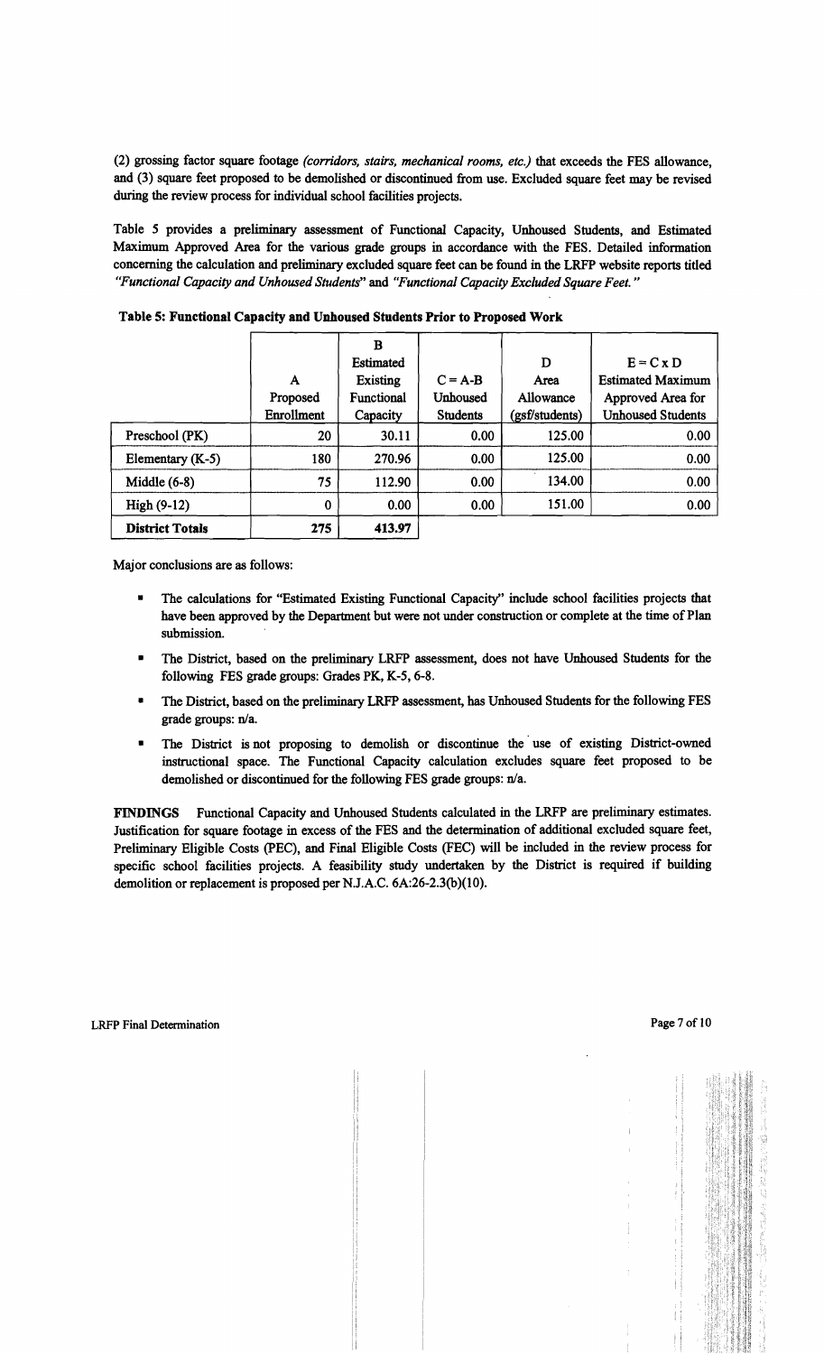(2) grossing factor square footage *(corridors, stairs, mechanical rooms, etc.)* that exceeds the FES allowance, and (3) square feet proposed to be demolished or discontinued from use. Excluded square feet may be revised during the review process for individual school facilities projects.

Table 5 provides a preliminary assessment of Functional Capacity, Unhoused Students, and Estimated Maximum Approved Area for the various grade groups in accordance with the FES. Detailed information concerning the calculation and preliminary excluded square feet can be found in the LRFP website reports titled *"Functional Capacity and Unhoused Students"* and *"Functional Capacity Excluded Square Feet."*

**Table 5: Functional Capacity and Unhoused Students Prior to Proposed Work**

| | A Proposed Enrollment | B Estimated Existing Functional Capacity | C = A-B Unhoused Students | D Area Allowance (gsf/students) | E = C x D Estimated Maximum Approved Area for Unhoused Students |
|---|---|---|---|---|---|
| Preschool (PK) | 20 | 30.11 | 0.00 | 125.00 | 0.00 |
| Elementary (K-5) | 180 | 270.96 | 0.00 | 125.00 | 0.00 |
| Middle (6-8) | 75 | 112.90 | 0.00 | 134.00 | 0.00 |
| High (9-12) | 0 | 0.00 | 0.00 | 151.00 | 0.00 |
| **District Totals** | **275** | **413.97** | | | |

Major conclusions are as follows:

- The calculations for "Estimated Existing Functional Capacity" include school facilities projects that have been approved by the Department but were not under construction or complete at the time of Plan submission.
- The District, based on the preliminary LRFP assessment, does not have Unhoused Students for the following FES grade groups: Grades PK, K-5, 6-8.
- The District, based on the preliminary LRFP assessment, has Unhoused Students for the following FES grade groups: n/a.
- The District is not proposing to demolish or discontinue the use of existing District-owned instructional space. The Functional Capacity calculation excludes square feet proposed to be demolished or discontinued for the following FES grade groups: n/a.

**FINDINGS** Functional Capacity and Unhoused Students calculated in the LRFP are preliminary estimates. Justification for square footage in excess of the FES and the determination of additional excluded square feet, Preliminary Eligible Costs (PEC), and Final Eligible Costs (FEC) will be included in the review process for specific school facilities projects. A feasibility study undertaken by the District is required if building demolition or replacement is proposed per N.J.A.C. 6A:26-2.3(b)(10).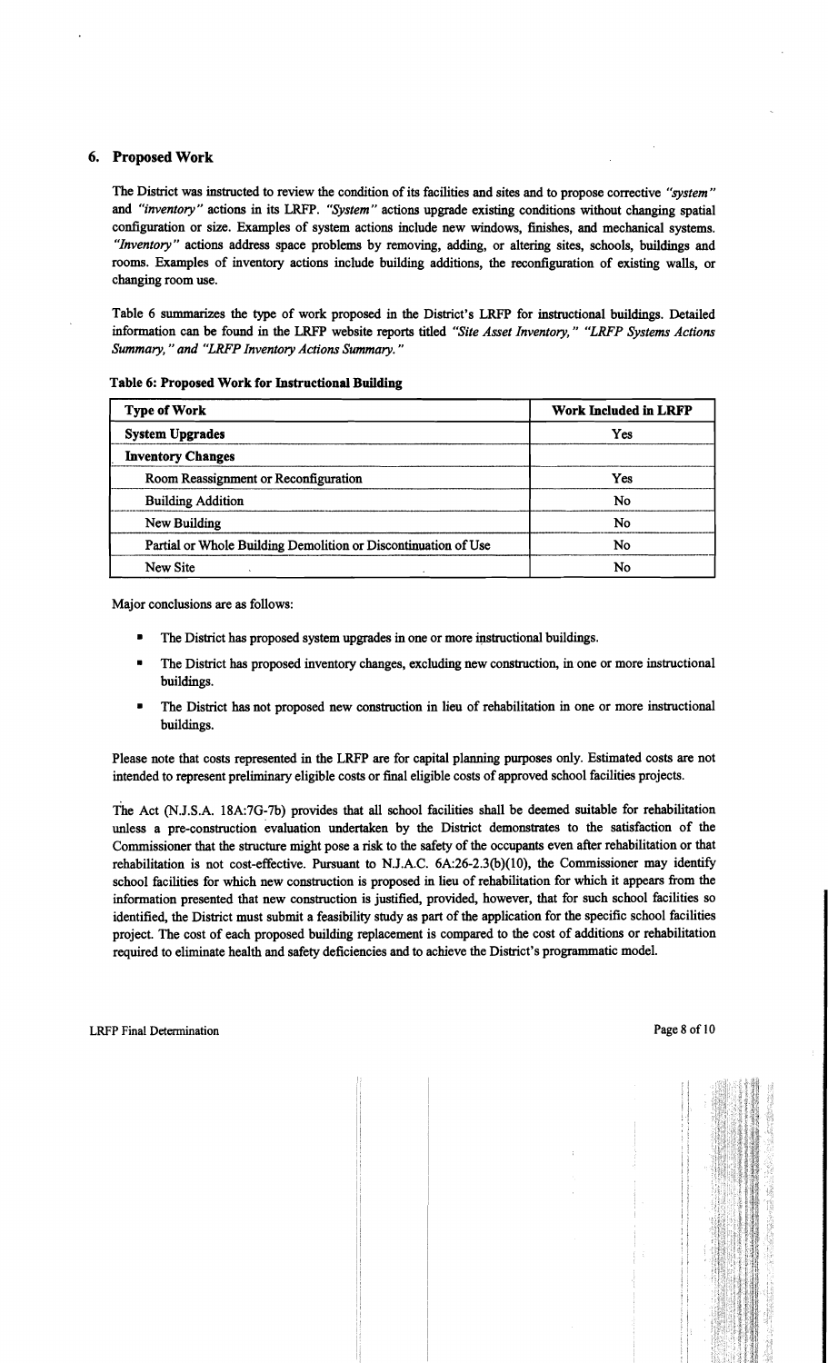## 6. Proposed Work

The District was instructed to review the condition of its facilities and sites and to propose corrective *"system"* and *"inventory"* actions in its LRFP. *"System"* actions upgrade existing conditions without changing spatial configuration or size. Examples of system actions include new windows, finishes, and mechanical systems. *"Inventory"* actions address space problems by removing, adding, or altering sites, schools, buildings and rooms. Examples of inventory actions include building additions, the reconfiguration of existing walls, or changing room use.

Table 6 summarizes the type of work proposed in the District's LRFP for instructional buildings. Detailed information can be found in the LRFP website reports titled *"Site Asset Inventory," "LRFP Systems Actions Summary," and "LRFP Inventory Actions Summary."*

**Table 6: Proposed Work for Instructional Building**

| Type of Work | Work Included in LRFP |
|---|---|
| **System Upgrades** | Yes |
| **Inventory Changes** | |
| Room Reassignment or Reconfiguration | Yes |
| Building Addition | No |
| New Building | No |
| Partial or Whole Building Demolition or Discontinuation of Use | No |
| New Site | No |

Major conclusions are as follows:

- The District has proposed system upgrades in one or more instructional buildings.
- The District has proposed inventory changes, excluding new construction, in one or more instructional buildings.
- The District has not proposed new construction in lieu of rehabilitation in one or more instructional buildings.

Please note that costs represented in the LRFP are for capital planning purposes only. Estimated costs are not intended to represent preliminary eligible costs or final eligible costs of approved school facilities projects.

The Act (N.J.S.A. 18A:7G-7b) provides that all school facilities shall be deemed suitable for rehabilitation unless a pre-construction evaluation undertaken by the District demonstrates to the satisfaction of the Commissioner that the structure might pose a risk to the safety of the occupants even after rehabilitation or that rehabilitation is not cost-effective. Pursuant to N.J.A.C. 6A:26-2.3(b)(10), the Commissioner may identify school facilities for which new construction is proposed in lieu of rehabilitation for which it appears from the information presented that new construction is justified, provided, however, that for such school facilities so identified, the District must submit a feasibility study as part of the application for the specific school facilities project. The cost of each proposed building replacement is compared to the cost of additions or rehabilitation required to eliminate health and safety deficiencies and to achieve the District's programmatic model.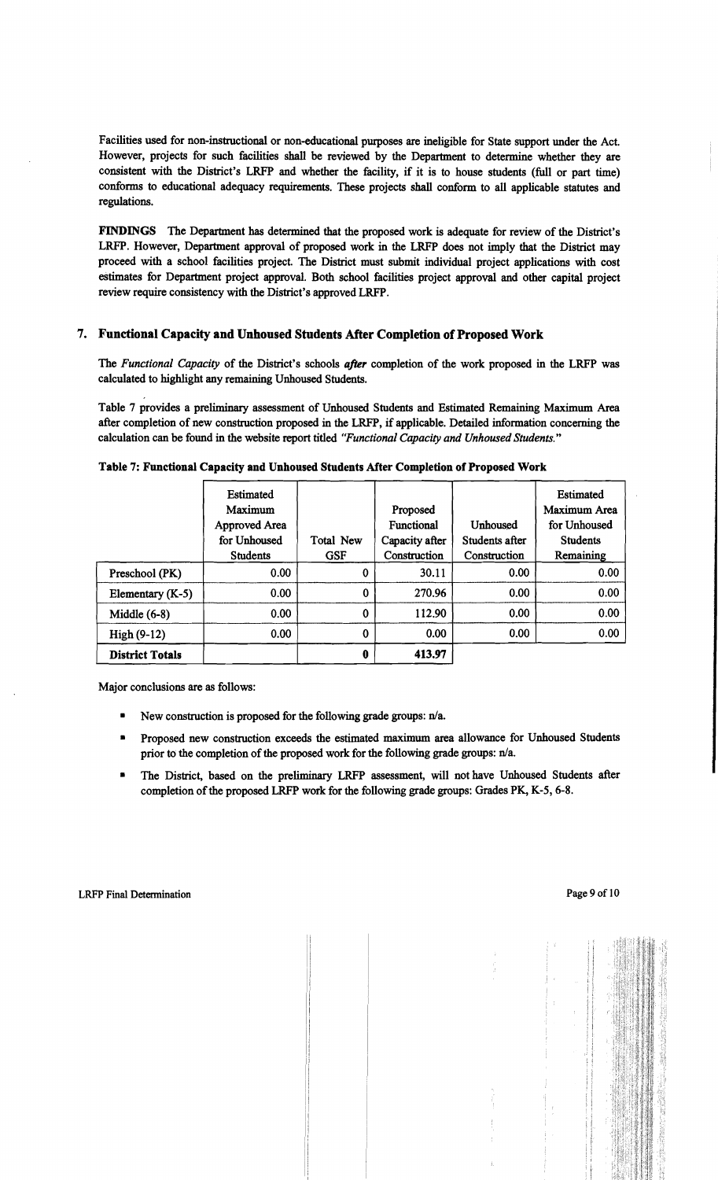Facilities used for non-instructional or non-educational purposes are ineligible for State support under the Act. However, projects for such facilities shall be reviewed by the Department to determine whether they are consistent with the District's LRFP and whether the facility, if it is to house students (full or part time) conforms to educational adequacy requirements. These projects shall conform to all applicable statutes and regulations.

**FINDINGS** The Department has determined that the proposed work is adequate for review of the District's LRFP. However, Department approval of proposed work in the LRFP does not imply that the District may proceed with a school facilities project. The District must submit individual project applications with cost estimates for Department project approval. Both school facilities project approval and other capital project review require consistency with the District's approved LRFP.

## 7. Functional Capacity and Unhoused Students After Completion of Proposed Work

The *Functional Capacity* of the District's schools ***after*** completion of the work proposed in the LRFP was calculated to highlight any remaining Unhoused Students.

Table 7 provides a preliminary assessment of Unhoused Students and Estimated Remaining Maximum Area after completion of new construction proposed in the LRFP, if applicable. Detailed information concerning the calculation can be found in the website report titled *"Functional Capacity and Unhoused Students."*

**Table 7: Functional Capacity and Unhoused Students After Completion of Proposed Work**

| | Estimated Maximum Approved Area for Unhoused Students | Total New GSF | Proposed Functional Capacity after Construction | Unhoused Students after Construction | Estimated Maximum Area for Unhoused Students Remaining |
|---|---|---|---|---|---|
| Preschool (PK) | 0.00 | 0 | 30.11 | 0.00 | 0.00 |
| Elementary (K-5) | 0.00 | 0 | 270.96 | 0.00 | 0.00 |
| Middle (6-8) | 0.00 | 0 | 112.90 | 0.00 | 0.00 |
| High (9-12) | 0.00 | 0 | 0.00 | 0.00 | 0.00 |
| **District Totals** | | **0** | **413.97** | | |

Major conclusions are as follows:

- New construction is proposed for the following grade groups: n/a.
- Proposed new construction exceeds the estimated maximum area allowance for Unhoused Students prior to the completion of the proposed work for the following grade groups: n/a.
- The District, based on the preliminary LRFP assessment, will not have Unhoused Students after completion of the proposed LRFP work for the following grade groups: Grades PK, K-5, 6-8.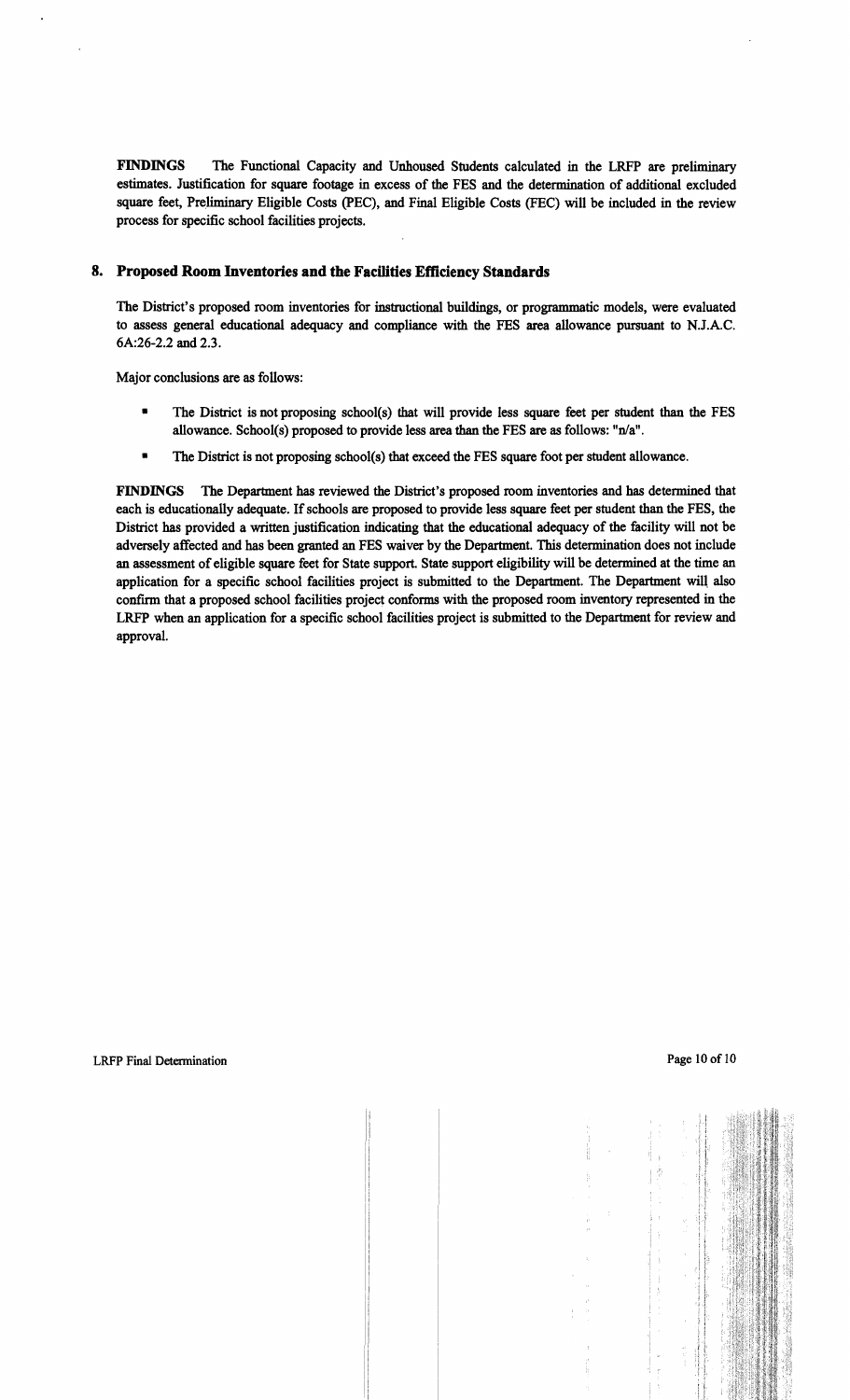**FINDINGS** The Functional Capacity and Unhoused Students calculated in the LRFP are preliminary estimates. Justification for square footage in excess of the FES and the determination of additional excluded square feet, Preliminary Eligible Costs (PEC), and Final Eligible Costs (FEC) will be included in the review process for specific school facilities projects.

## 8. Proposed Room Inventories and the Facilities Efficiency Standards

The District's proposed room inventories for instructional buildings, or programmatic models, were evaluated to assess general educational adequacy and compliance with the FES area allowance pursuant to N.J.A.C. 6A:26-2.2 and 2.3.

Major conclusions are as follows:

- The District is not proposing school(s) that will provide less square feet per student than the FES allowance. School(s) proposed to provide less area than the FES are as follows: "n/a".
- The District is not proposing school(s) that exceed the FES square foot per student allowance.

**FINDINGS** The Department has reviewed the District's proposed room inventories and has determined that each is educationally adequate. If schools are proposed to provide less square feet per student than the FES, the District has provided a written justification indicating that the educational adequacy of the facility will not be adversely affected and has been granted an FES waiver by the Department. This determination does not include an assessment of eligible square feet for State support. State support eligibility will be determined at the time an application for a specific school facilities project is submitted to the Department. The Department will also confirm that a proposed school facilities project conforms with the proposed room inventory represented in the LRFP when an application for a specific school facilities project is submitted to the Department for review and approval.